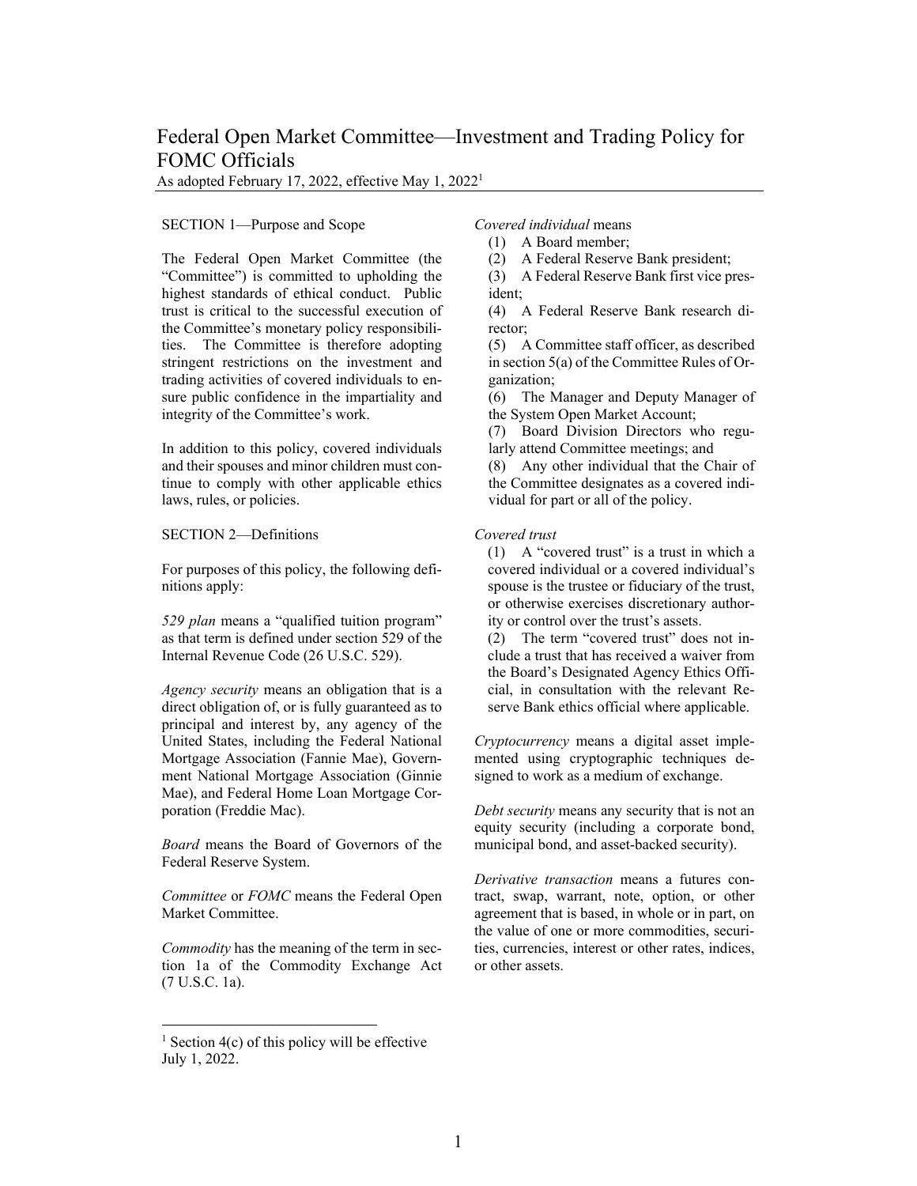# Federal Open Market Committee—Investment and Trading Policy for FOMC Officials

As adopted February 17, 2022, effective May 1, 2022[1]

## SECTION 1—Purpose and Scope

The Federal Open Market Committee (the "Committee") is committed to upholding the highest standards of ethical conduct. Public trust is critical to the successful execution of the Committee's monetary policy responsibilities. The Committee is therefore adopting stringent restrictions on the investment and trading activities of covered individuals to ensure public confidence in the impartiality and integrity of the Committee's work.

In addition to this policy, covered individuals and their spouses and minor children must continue to comply with other applicable ethics laws, rules, or policies.

## SECTION 2—Definitions

For purposes of this policy, the following definitions apply:

*529 plan* means a "qualified tuition program" as that term is defined under section 529 of the Internal Revenue Code (26 U.S.C. 529).

*Agency security* means an obligation that is a direct obligation of, or is fully guaranteed as to principal and interest by, any agency of the United States, including the Federal National Mortgage Association (Fannie Mae), Government National Mortgage Association (Ginnie Mae), and Federal Home Loan Mortgage Corporation (Freddie Mac).

*Board* means the Board of Governors of the Federal Reserve System.

*Committee* or *FOMC* means the Federal Open Market Committee.

*Commodity* has the meaning of the term in section 1a of the Commodity Exchange Act (7 U.S.C. 1a).

*Covered individual* means

(1) A Board member;
(2) A Federal Reserve Bank president;
(3) A Federal Reserve Bank first vice president;
(4) A Federal Reserve Bank research director;
(5) A Committee staff officer, as described in section 5(a) of the Committee Rules of Organization;
(6) The Manager and Deputy Manager of the System Open Market Account;
(7) Board Division Directors who regularly attend Committee meetings; and
(8) Any other individual that the Chair of the Committee designates as a covered individual for part or all of the policy.

*Covered trust*

(1) A "covered trust" is a trust in which a covered individual or a covered individual's spouse is the trustee or fiduciary of the trust, or otherwise exercises discretionary authority or control over the trust's assets.
(2) The term "covered trust" does not include a trust that has received a waiver from the Board's Designated Agency Ethics Official, in consultation with the relevant Reserve Bank ethics official where applicable.

*Cryptocurrency* means a digital asset implemented using cryptographic techniques designed to work as a medium of exchange.

*Debt security* means any security that is not an equity security (including a corporate bond, municipal bond, and asset-backed security).

*Derivative transaction* means a futures contract, swap, warrant, note, option, or other agreement that is based, in whole or in part, on the value of one or more commodities, securities, currencies, interest or other rates, indices, or other assets.

---

[1] Section 4(c) of this policy will be effective July 1, 2022.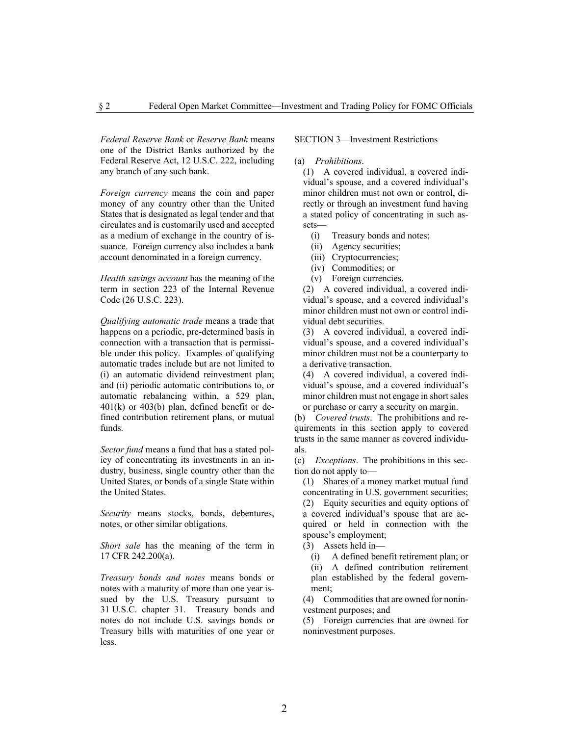*Federal Reserve Bank* or *Reserve Bank* means one of the District Banks authorized by the Federal Reserve Act, 12 U.S.C. 222, including any branch of any such bank.

*Foreign currency* means the coin and paper money of any country other than the United States that is designated as legal tender and that circulates and is customarily used and accepted as a medium of exchange in the country of issuance. Foreign currency also includes a bank account denominated in a foreign currency.

*Health savings account* has the meaning of the term in section 223 of the Internal Revenue Code (26 U.S.C. 223).

*Qualifying automatic trade* means a trade that happens on a periodic, pre-determined basis in connection with a transaction that is permissible under this policy. Examples of qualifying automatic trades include but are not limited to (i) an automatic dividend reinvestment plan; and (ii) periodic automatic contributions to, or automatic rebalancing within, a 529 plan, 401(k) or 403(b) plan, defined benefit or defined contribution retirement plans, or mutual funds.

*Sector fund* means a fund that has a stated policy of concentrating its investments in an industry, business, single country other than the United States, or bonds of a single State within the United States.

*Security* means stocks, bonds, debentures, notes, or other similar obligations.

*Short sale* has the meaning of the term in 17 CFR 242.200(a).

*Treasury bonds and notes* means bonds or notes with a maturity of more than one year issued by the U.S. Treasury pursuant to 31 U.S.C. chapter 31. Treasury bonds and notes do not include U.S. savings bonds or Treasury bills with maturities of one year or less.

## SECTION 3—Investment Restrictions

(a) *Prohibitions*.

(1) A covered individual, a covered individual's spouse, and a covered individual's minor children must not own or control, directly or through an investment fund having a stated policy of concentrating in such assets—

- (i) Treasury bonds and notes;
- (ii) Agency securities;
- (iii) Cryptocurrencies;
- (iv) Commodities; or
- (v) Foreign currencies.

(2) A covered individual, a covered individual's spouse, and a covered individual's minor children must not own or control individual debt securities.

(3) A covered individual, a covered individual's spouse, and a covered individual's minor children must not be a counterparty to a derivative transaction.

(4) A covered individual, a covered individual's spouse, and a covered individual's minor children must not engage in short sales or purchase or carry a security on margin.

(b) *Covered trusts*. The prohibitions and requirements in this section apply to covered trusts in the same manner as covered individuals.

(c) *Exceptions*. The prohibitions in this section do not apply to—

(1) Shares of a money market mutual fund concentrating in U.S. government securities;

(2) Equity securities and equity options of a covered individual's spouse that are acquired or held in connection with the spouse's employment;

(3) Assets held in—

- (i) A defined benefit retirement plan; or
- (ii) A defined contribution retirement plan established by the federal government;

(4) Commodities that are owned for noninvestment purposes; and

(5) Foreign currencies that are owned for noninvestment purposes.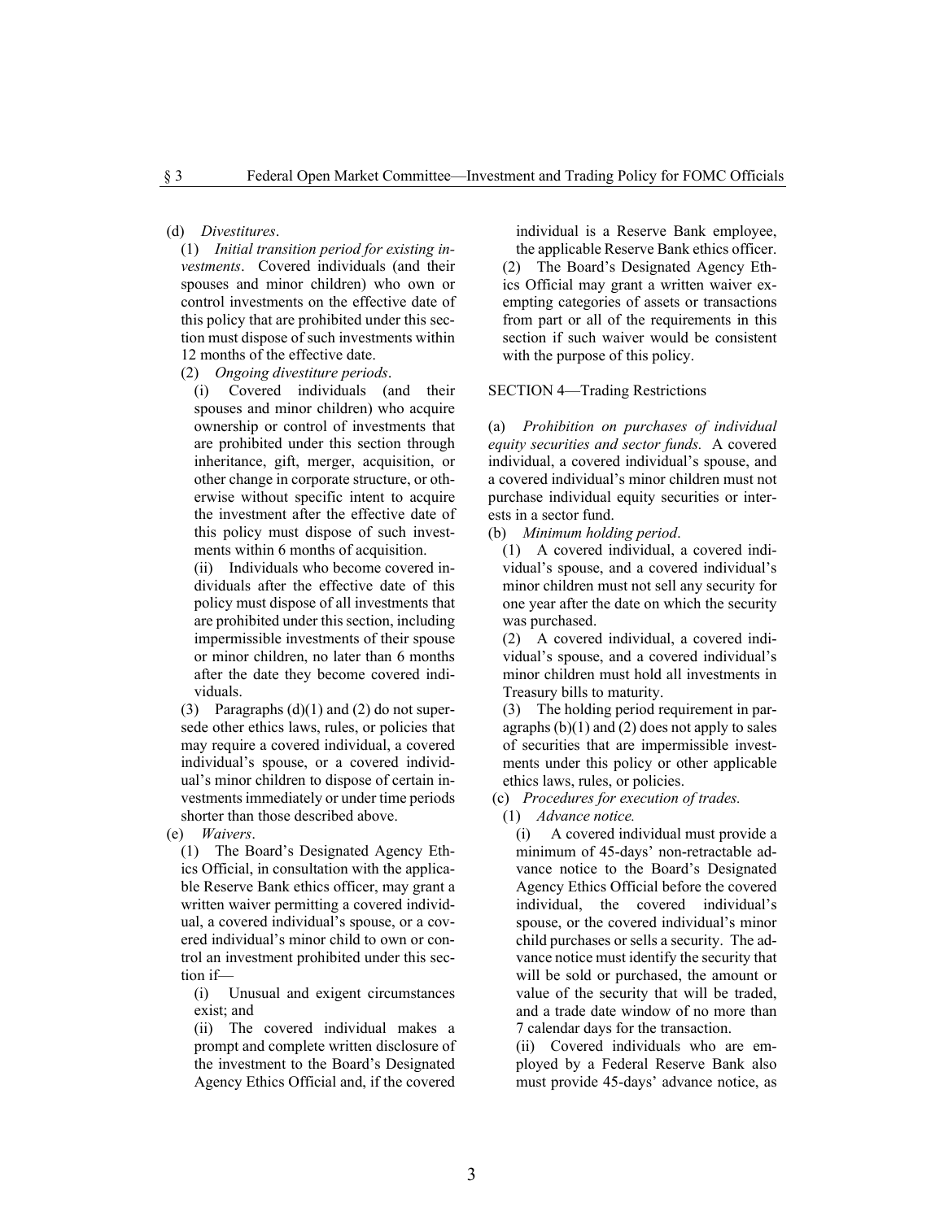(d) *Divestitures*.

(1) *Initial transition period for existing investments*. Covered individuals (and their spouses and minor children) who own or control investments on the effective date of this policy that are prohibited under this section must dispose of such investments within 12 months of the effective date.

(2) *Ongoing divestiture periods*.

(i) Covered individuals (and their spouses and minor children) who acquire ownership or control of investments that are prohibited under this section through inheritance, gift, merger, acquisition, or other change in corporate structure, or otherwise without specific intent to acquire the investment after the effective date of this policy must dispose of such investments within 6 months of acquisition.

(ii) Individuals who become covered individuals after the effective date of this policy must dispose of all investments that are prohibited under this section, including impermissible investments of their spouse or minor children, no later than 6 months after the date they become covered individuals.

(3) Paragraphs (d)(1) and (2) do not supersede other ethics laws, rules, or policies that may require a covered individual, a covered individual's spouse, or a covered individual's minor children to dispose of certain investments immediately or under time periods shorter than those described above.

(e) *Waivers*.

(1) The Board's Designated Agency Ethics Official, in consultation with the applicable Reserve Bank ethics officer, may grant a written waiver permitting a covered individual, a covered individual's spouse, or a covered individual's minor child to own or control an investment prohibited under this section if—

(i) Unusual and exigent circumstances exist; and

(ii) The covered individual makes a prompt and complete written disclosure of the investment to the Board's Designated Agency Ethics Official and, if the covered individual is a Reserve Bank employee, the applicable Reserve Bank ethics officer.

(2) The Board's Designated Agency Ethics Official may grant a written waiver exempting categories of assets or transactions from part or all of the requirements in this section if such waiver would be consistent with the purpose of this policy.

SECTION 4—Trading Restrictions

(a) *Prohibition on purchases of individual equity securities and sector funds.* A covered individual, a covered individual's spouse, and a covered individual's minor children must not purchase individual equity securities or interests in a sector fund.

(b) *Minimum holding period*.

(1) A covered individual, a covered individual's spouse, and a covered individual's minor children must not sell any security for one year after the date on which the security was purchased.

(2) A covered individual, a covered individual's spouse, and a covered individual's minor children must hold all investments in Treasury bills to maturity.

(3) The holding period requirement in paragraphs (b)(1) and (2) does not apply to sales of securities that are impermissible investments under this policy or other applicable ethics laws, rules, or policies.

(c) *Procedures for execution of trades.*

(1) *Advance notice.*

(i) A covered individual must provide a minimum of 45-days' non-retractable advance notice to the Board's Designated Agency Ethics Official before the covered individual, the covered individual's spouse, or the covered individual's minor child purchases or sells a security. The advance notice must identify the security that will be sold or purchased, the amount or value of the security that will be traded, and a trade date window of no more than 7 calendar days for the transaction.

(ii) Covered individuals who are employed by a Federal Reserve Bank also must provide 45-days' advance notice, as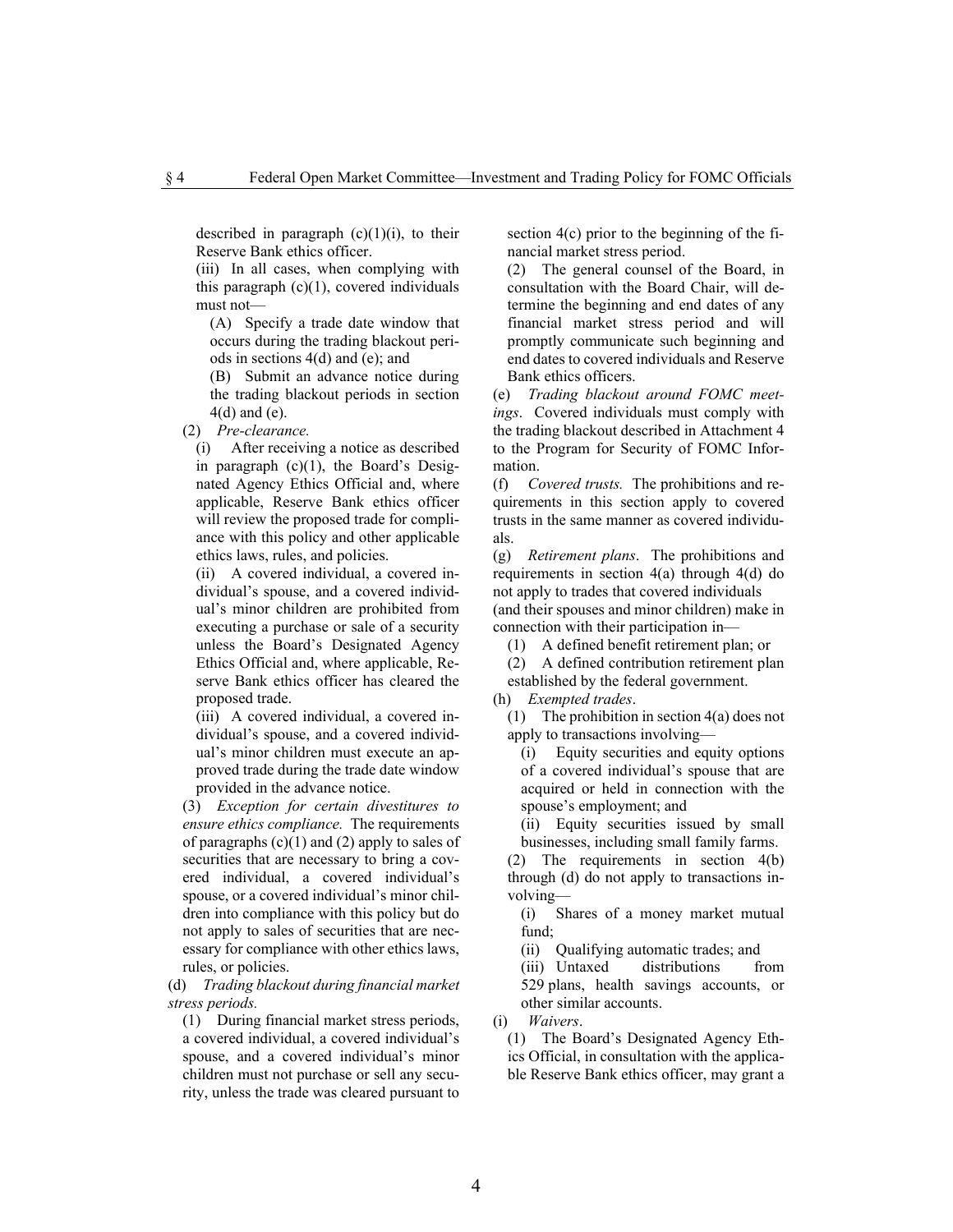described in paragraph (c)(1)(i), to their Reserve Bank ethics officer.

(iii) In all cases, when complying with this paragraph (c)(1), covered individuals must not—

(A) Specify a trade date window that occurs during the trading blackout periods in sections 4(d) and (e); and

(B) Submit an advance notice during the trading blackout periods in section 4(d) and (e).

(2) *Pre-clearance.*

(i) After receiving a notice as described in paragraph (c)(1), the Board's Designated Agency Ethics Official and, where applicable, Reserve Bank ethics officer will review the proposed trade for compliance with this policy and other applicable ethics laws, rules, and policies.

(ii) A covered individual, a covered individual's spouse, and a covered individual's minor children are prohibited from executing a purchase or sale of a security unless the Board's Designated Agency Ethics Official and, where applicable, Reserve Bank ethics officer has cleared the proposed trade.

(iii) A covered individual, a covered individual's spouse, and a covered individual's minor children must execute an approved trade during the trade date window provided in the advance notice.

(3) *Exception for certain divestitures to ensure ethics compliance.* The requirements of paragraphs (c)(1) and (2) apply to sales of securities that are necessary to bring a covered individual, a covered individual's spouse, or a covered individual's minor children into compliance with this policy but do not apply to sales of securities that are necessary for compliance with other ethics laws, rules, or policies.

(d) *Trading blackout during financial market stress periods.*

(1) During financial market stress periods, a covered individual, a covered individual's spouse, and a covered individual's minor children must not purchase or sell any security, unless the trade was cleared pursuant to section 4(c) prior to the beginning of the financial market stress period.

(2) The general counsel of the Board, in consultation with the Board Chair, will determine the beginning and end dates of any financial market stress period and will promptly communicate such beginning and end dates to covered individuals and Reserve Bank ethics officers.

(e) *Trading blackout around FOMC meetings*. Covered individuals must comply with the trading blackout described in Attachment 4 to the Program for Security of FOMC Information.

(f) *Covered trusts.* The prohibitions and requirements in this section apply to covered trusts in the same manner as covered individuals.

(g) *Retirement plans*. The prohibitions and requirements in section 4(a) through 4(d) do not apply to trades that covered individuals (and their spouses and minor children) make in connection with their participation in—

(1) A defined benefit retirement plan; or

(2) A defined contribution retirement plan established by the federal government.

(h) *Exempted trades*.

(1) The prohibition in section 4(a) does not apply to transactions involving—

(i) Equity securities and equity options of a covered individual's spouse that are acquired or held in connection with the spouse's employment; and

(ii) Equity securities issued by small businesses, including small family farms.

(2) The requirements in section 4(b) through (d) do not apply to transactions involving—

(i) Shares of a money market mutual fund;

(ii) Qualifying automatic trades; and

(iii) Untaxed distributions from 529 plans, health savings accounts, or other similar accounts.

(i) *Waivers*.

(1) The Board's Designated Agency Ethics Official, in consultation with the applicable Reserve Bank ethics officer, may grant a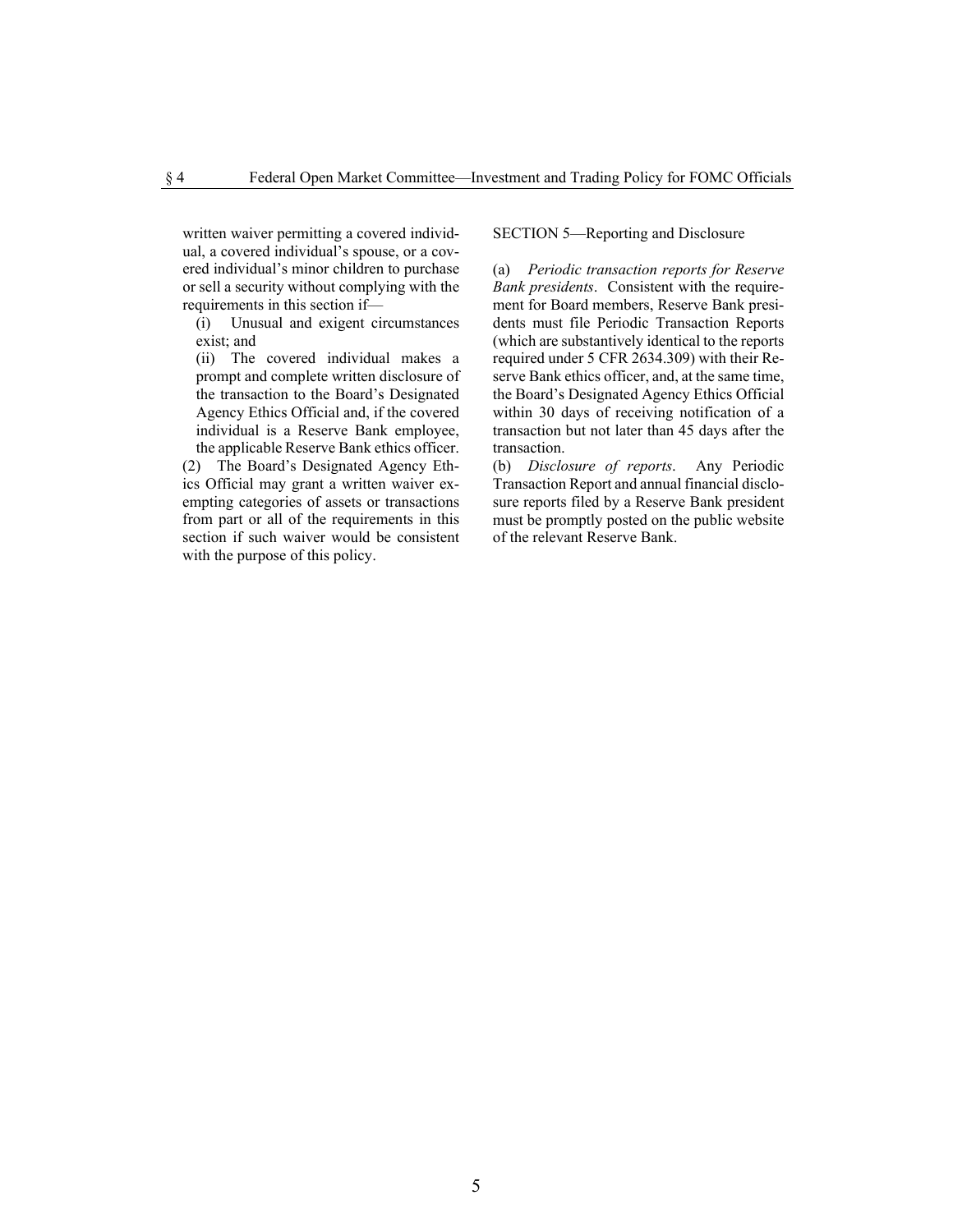written waiver permitting a covered individual, a covered individual's spouse, or a covered individual's minor children to purchase or sell a security without complying with the requirements in this section if—

(i) Unusual and exigent circumstances exist; and

(ii) The covered individual makes a prompt and complete written disclosure of the transaction to the Board's Designated Agency Ethics Official and, if the covered individual is a Reserve Bank employee, the applicable Reserve Bank ethics officer.

(2) The Board's Designated Agency Ethics Official may grant a written waiver exempting categories of assets or transactions from part or all of the requirements in this section if such waiver would be consistent with the purpose of this policy.

SECTION 5—Reporting and Disclosure

(a) *Periodic transaction reports for Reserve Bank presidents*. Consistent with the requirement for Board members, Reserve Bank presidents must file Periodic Transaction Reports (which are substantively identical to the reports required under 5 CFR 2634.309) with their Reserve Bank ethics officer, and, at the same time, the Board's Designated Agency Ethics Official within 30 days of receiving notification of a transaction but not later than 45 days after the transaction.

(b) *Disclosure of reports*. Any Periodic Transaction Report and annual financial disclosure reports filed by a Reserve Bank president must be promptly posted on the public website of the relevant Reserve Bank.